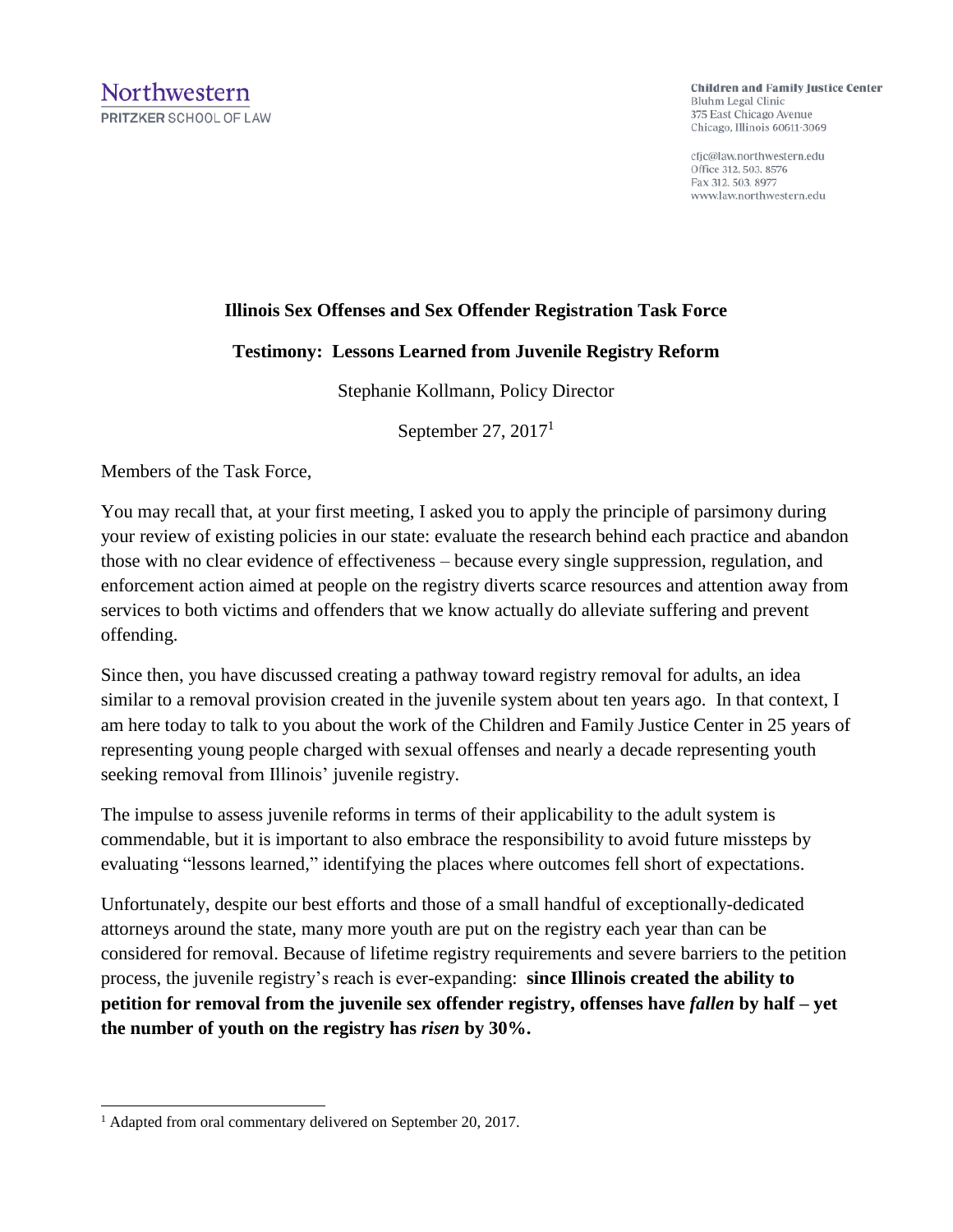Northwestern
PRITZKER SCHOOL OF LAW

**Children and Family Justice Center**
Bluhm Legal Clinic
375 East Chicago Avenue
Chicago, Illinois 60611-3069

cfjc@law.northwestern.edu
Office 312. 503. 8576
Fax 312. 503. 8977
www.law.northwestern.edu

**Illinois Sex Offenses and Sex Offender Registration Task Force**

**Testimony: Lessons Learned from Juvenile Registry Reform**

Stephanie Kollmann, Policy Director

September 27, 2017[1]

Members of the Task Force,

You may recall that, at your first meeting, I asked you to apply the principle of parsimony during your review of existing policies in our state: evaluate the research behind each practice and abandon those with no clear evidence of effectiveness – because every single suppression, regulation, and enforcement action aimed at people on the registry diverts scarce resources and attention away from services to both victims and offenders that we know actually do alleviate suffering and prevent offending.

Since then, you have discussed creating a pathway toward registry removal for adults, an idea similar to a removal provision created in the juvenile system about ten years ago. In that context, I am here today to talk to you about the work of the Children and Family Justice Center in 25 years of representing young people charged with sexual offenses and nearly a decade representing youth seeking removal from Illinois' juvenile registry.

The impulse to assess juvenile reforms in terms of their applicability to the adult system is commendable, but it is important to also embrace the responsibility to avoid future missteps by evaluating "lessons learned," identifying the places where outcomes fell short of expectations.

Unfortunately, despite our best efforts and those of a small handful of exceptionally-dedicated attorneys around the state, many more youth are put on the registry each year than can be considered for removal. Because of lifetime registry requirements and severe barriers to the petition process, the juvenile registry's reach is ever-expanding: **since Illinois created the ability to petition for removal from the juvenile sex offender registry, offenses have *fallen* by half – yet the number of youth on the registry has *risen* by 30%.**

[1] Adapted from oral commentary delivered on September 20, 2017.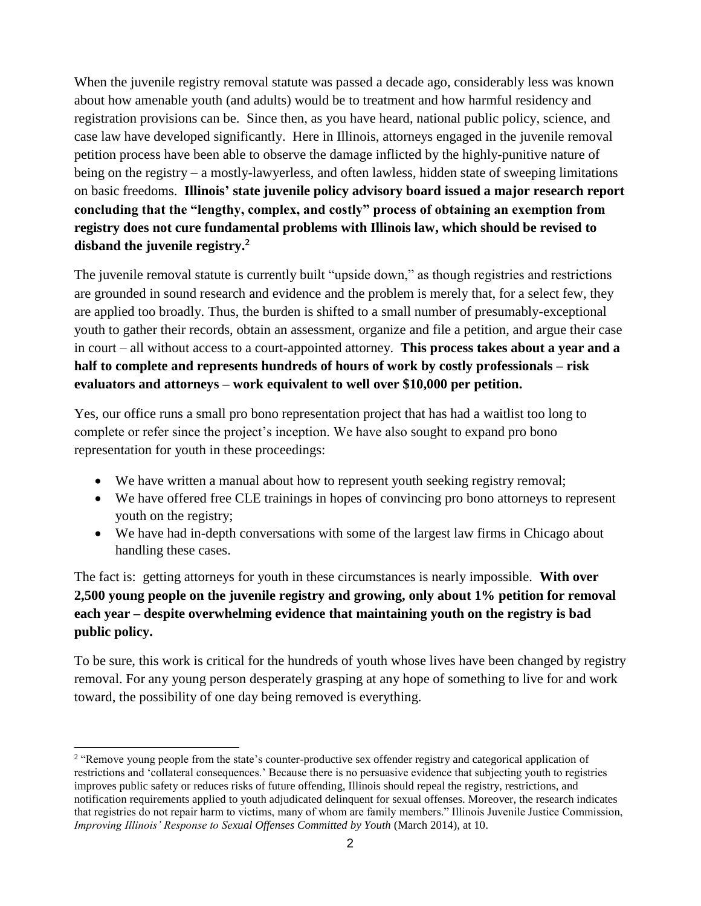When the juvenile registry removal statute was passed a decade ago, considerably less was known about how amenable youth (and adults) would be to treatment and how harmful residency and registration provisions can be. Since then, as you have heard, national public policy, science, and case law have developed significantly. Here in Illinois, attorneys engaged in the juvenile removal petition process have been able to observe the damage inflicted by the highly-punitive nature of being on the registry – a mostly-lawyerless, and often lawless, hidden state of sweeping limitations on basic freedoms. **Illinois' state juvenile policy advisory board issued a major research report concluding that the "lengthy, complex, and costly" process of obtaining an exemption from registry does not cure fundamental problems with Illinois law, which should be revised to disband the juvenile registry.**[2]

The juvenile removal statute is currently built "upside down," as though registries and restrictions are grounded in sound research and evidence and the problem is merely that, for a select few, they are applied too broadly. Thus, the burden is shifted to a small number of presumably-exceptional youth to gather their records, obtain an assessment, organize and file a petition, and argue their case in court – all without access to a court-appointed attorney. **This process takes about a year and a half to complete and represents hundreds of hours of work by costly professionals – risk evaluators and attorneys – work equivalent to well over $10,000 per petition.**

Yes, our office runs a small pro bono representation project that has had a waitlist too long to complete or refer since the project's inception. We have also sought to expand pro bono representation for youth in these proceedings:

- We have written a manual about how to represent youth seeking registry removal;
- We have offered free CLE trainings in hopes of convincing pro bono attorneys to represent youth on the registry;
- We have had in-depth conversations with some of the largest law firms in Chicago about handling these cases.

The fact is: getting attorneys for youth in these circumstances is nearly impossible. **With over 2,500 young people on the juvenile registry and growing, only about 1% petition for removal each year – despite overwhelming evidence that maintaining youth on the registry is bad public policy.**

To be sure, this work is critical for the hundreds of youth whose lives have been changed by registry removal. For any young person desperately grasping at any hope of something to live for and work toward, the possibility of one day being removed is everything.

---

[2] "Remove young people from the state's counter-productive sex offender registry and categorical application of restrictions and 'collateral consequences.' Because there is no persuasive evidence that subjecting youth to registries improves public safety or reduces risks of future offending, Illinois should repeal the registry, restrictions, and notification requirements applied to youth adjudicated delinquent for sexual offenses. Moreover, the research indicates that registries do not repair harm to victims, many of whom are family members." Illinois Juvenile Justice Commission, *Improving Illinois' Response to Sexual Offenses Committed by Youth* (March 2014), at 10.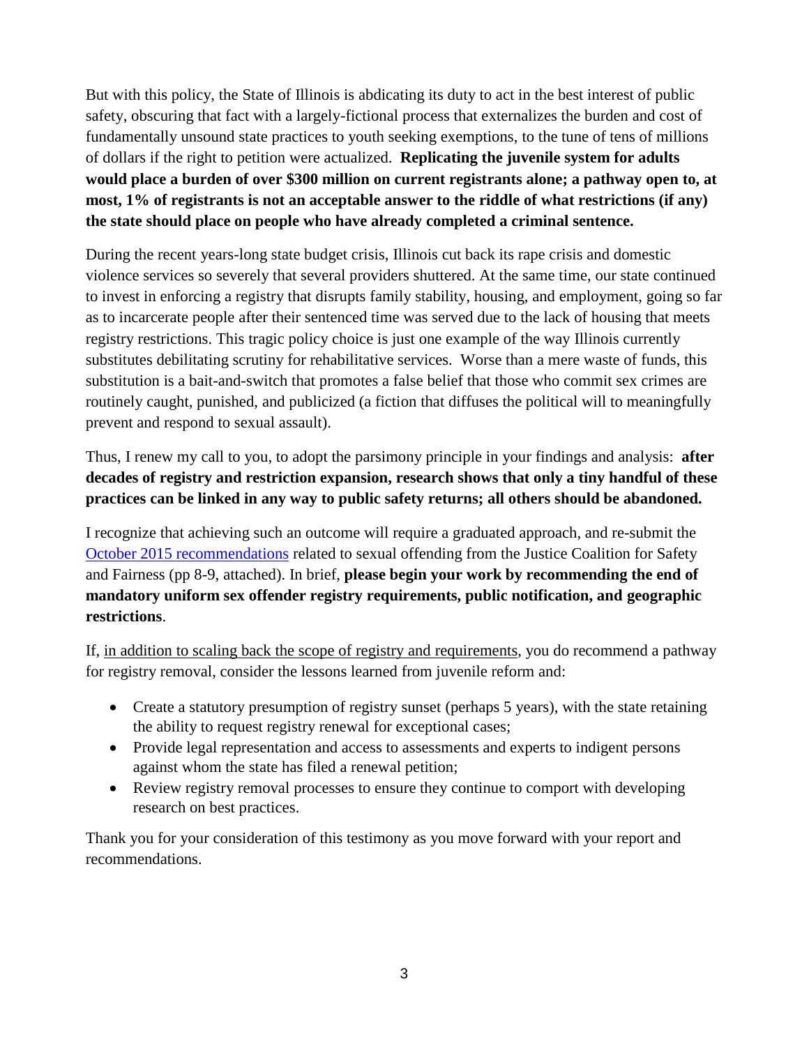But with this policy, the State of Illinois is abdicating its duty to act in the best interest of public safety, obscuring that fact with a largely-fictional process that externalizes the burden and cost of fundamentally unsound state practices to youth seeking exemptions, to the tune of tens of millions of dollars if the right to petition were actualized. **Replicating the juvenile system for adults would place a burden of over $300 million on current registrants alone; a pathway open to, at most, 1% of registrants is not an acceptable answer to the riddle of what restrictions (if any) the state should place on people who have already completed a criminal sentence.**

During the recent years-long state budget crisis, Illinois cut back its rape crisis and domestic violence services so severely that several providers shuttered. At the same time, our state continued to invest in enforcing a registry that disrupts family stability, housing, and employment, going so far as to incarcerate people after their sentenced time was served due to the lack of housing that meets registry restrictions. This tragic policy choice is just one example of the way Illinois currently substitutes debilitating scrutiny for rehabilitative services. Worse than a mere waste of funds, this substitution is a bait-and-switch that promotes a false belief that those who commit sex crimes are routinely caught, punished, and publicized (a fiction that diffuses the political will to meaningfully prevent and respond to sexual assault).

Thus, I renew my call to you, to adopt the parsimony principle in your findings and analysis: **after decades of registry and restriction expansion, research shows that only a tiny handful of these practices can be linked in any way to public safety returns; all others should be abandoned.**

I recognize that achieving such an outcome will require a graduated approach, and re-submit the October 2015 recommendations related to sexual offending from the Justice Coalition for Safety and Fairness (pp 8-9, attached). In brief, **please begin your work by recommending the end of mandatory uniform sex offender registry requirements, public notification, and geographic restrictions**.

If, <u>in addition to scaling back the scope of registry and requirements</u>, you do recommend a pathway for registry removal, consider the lessons learned from juvenile reform and:

- Create a statutory presumption of registry sunset (perhaps 5 years), with the state retaining the ability to request registry renewal for exceptional cases;
- Provide legal representation and access to assessments and experts to indigent persons against whom the state has filed a renewal petition;
- Review registry removal processes to ensure they continue to comport with developing research on best practices.

Thank you for your consideration of this testimony as you move forward with your report and recommendations.